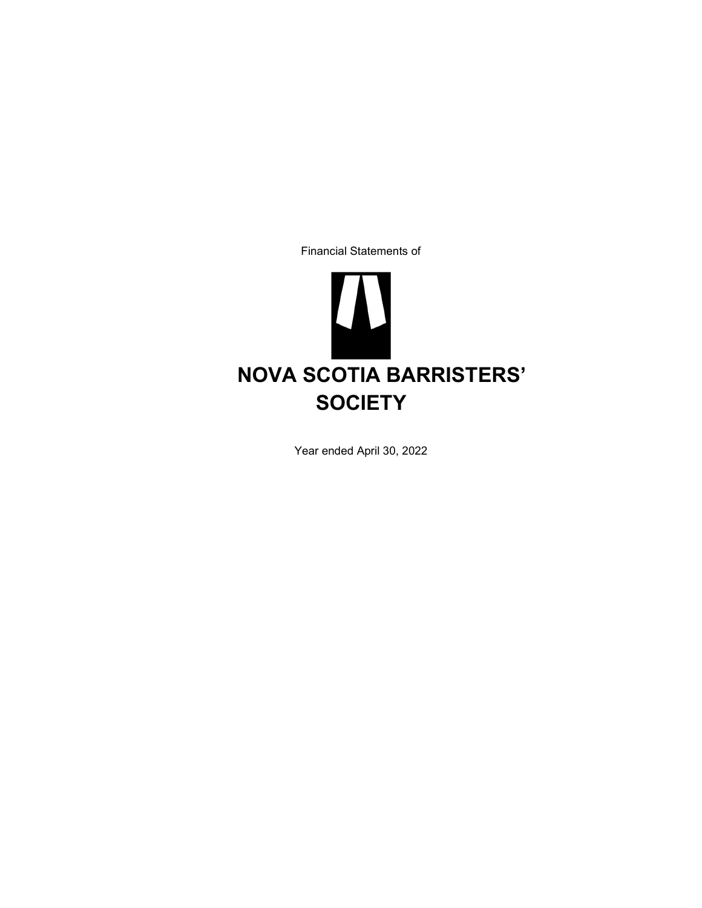Financial Statements of

# NOVA SCOTIA BARRISTERS' SOCIETY

Year ended April 30, 2022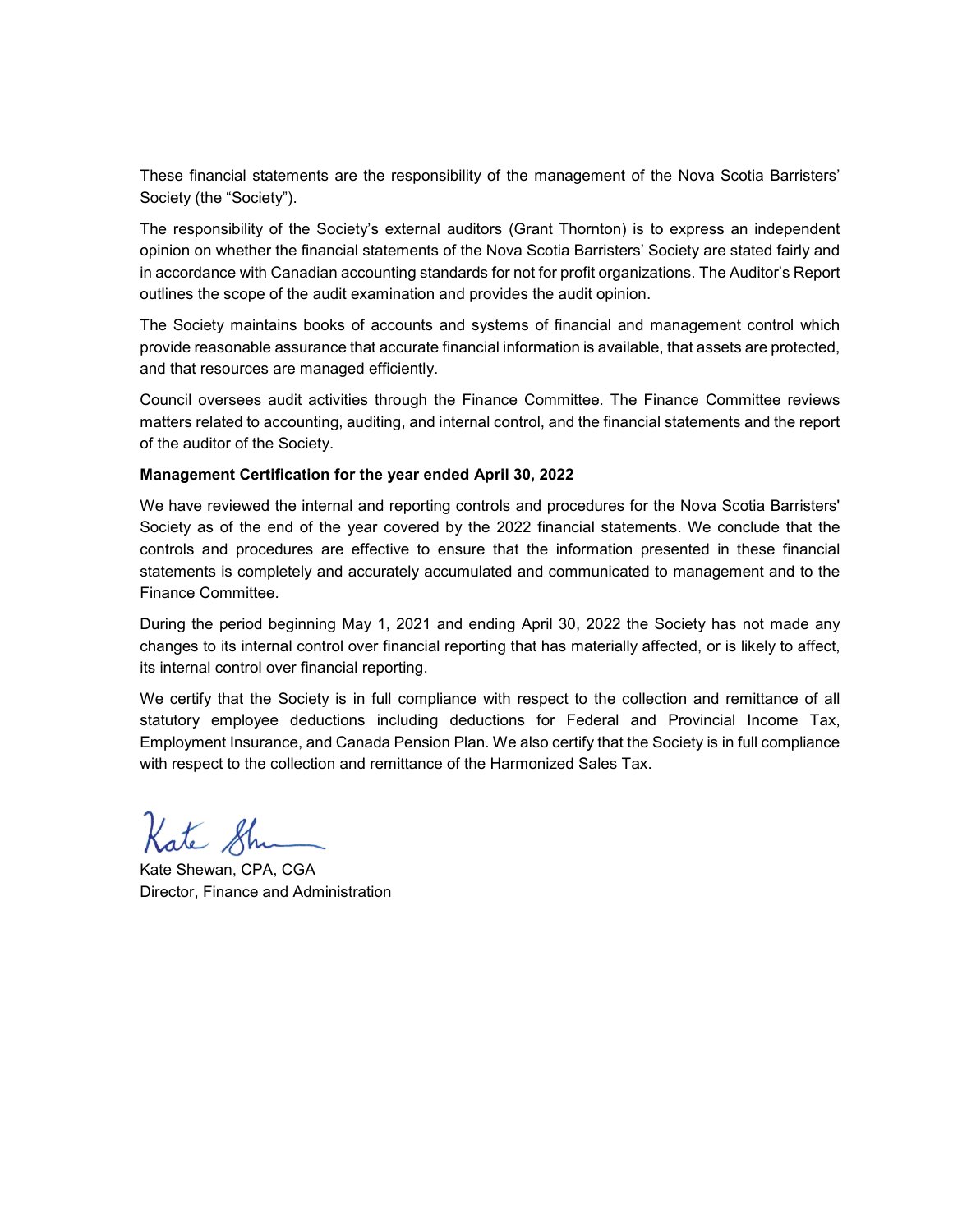These financial statements are the responsibility of the management of the Nova Scotia Barristers' Society (the "Society").

The responsibility of the Society's external auditors (Grant Thornton) is to express an independent opinion on whether the financial statements of the Nova Scotia Barristers' Society are stated fairly and in accordance with Canadian accounting standards for not for profit organizations. The Auditor's Report outlines the scope of the audit examination and provides the audit opinion.

The Society maintains books of accounts and systems of financial and management control which provide reasonable assurance that accurate financial information is available, that assets are protected, and that resources are managed efficiently.

Council oversees audit activities through the Finance Committee. The Finance Committee reviews matters related to accounting, auditing, and internal control, and the financial statements and the report of the auditor of the Society.

**Management Certification for the year ended April 30, 2022**

We have reviewed the internal and reporting controls and procedures for the Nova Scotia Barristers' Society as of the end of the year covered by the 2022 financial statements. We conclude that the controls and procedures are effective to ensure that the information presented in these financial statements is completely and accurately accumulated and communicated to management and to the Finance Committee.

During the period beginning May 1, 2021 and ending April 30, 2022 the Society has not made any changes to its internal control over financial reporting that has materially affected, or is likely to affect, its internal control over financial reporting.

We certify that the Society is in full compliance with respect to the collection and remittance of all statutory employee deductions including deductions for Federal and Provincial Income Tax, Employment Insurance, and Canada Pension Plan. We also certify that the Society is in full compliance with respect to the collection and remittance of the Harmonized Sales Tax.

Kate Shewan, CPA, CGA
Director, Finance and Administration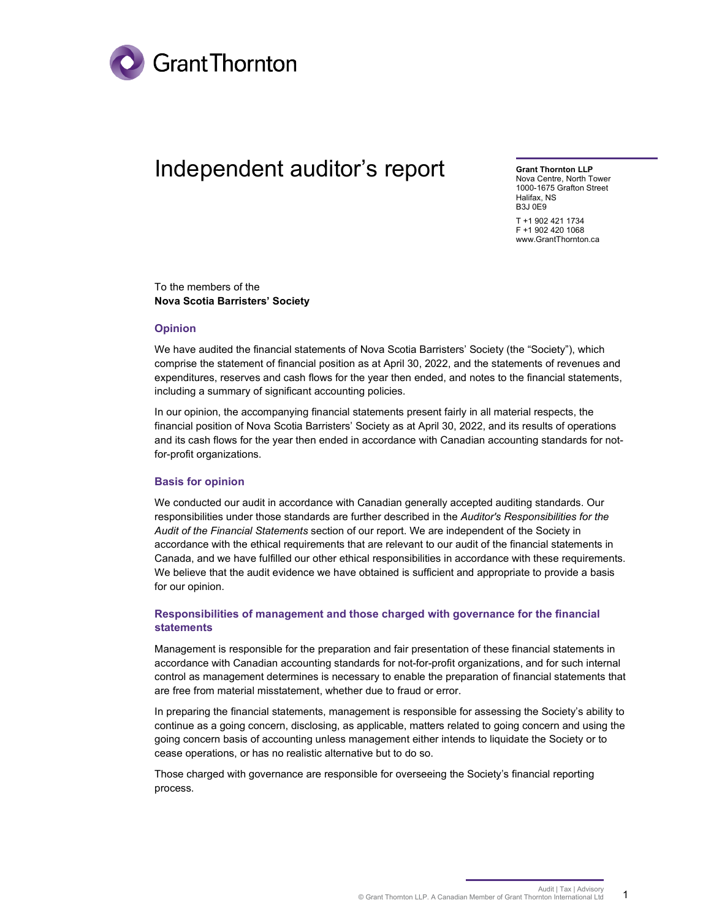# Independent auditor's report

**Grant Thornton LLP**
Nova Centre, North Tower
1000-1675 Grafton Street
Halifax, NS
B3J 0E9

T +1 902 421 1734
F +1 902 420 1068
www.GrantThornton.ca

To the members of the
**Nova Scotia Barristers' Society**

## Opinion

We have audited the financial statements of Nova Scotia Barristers' Society (the "Society"), which comprise the statement of financial position as at April 30, 2022, and the statements of revenues and expenditures, reserves and cash flows for the year then ended, and notes to the financial statements, including a summary of significant accounting policies.

In our opinion, the accompanying financial statements present fairly in all material respects, the financial position of Nova Scotia Barristers' Society as at April 30, 2022, and its results of operations and its cash flows for the year then ended in accordance with Canadian accounting standards for not-for-profit organizations.

## Basis for opinion

We conducted our audit in accordance with Canadian generally accepted auditing standards. Our responsibilities under those standards are further described in the *Auditor's Responsibilities for the Audit of the Financial Statements* section of our report. We are independent of the Society in accordance with the ethical requirements that are relevant to our audit of the financial statements in Canada, and we have fulfilled our other ethical responsibilities in accordance with these requirements. We believe that the audit evidence we have obtained is sufficient and appropriate to provide a basis for our opinion.

## Responsibilities of management and those charged with governance for the financial statements

Management is responsible for the preparation and fair presentation of these financial statements in accordance with Canadian accounting standards for not-for-profit organizations, and for such internal control as management determines is necessary to enable the preparation of financial statements that are free from material misstatement, whether due to fraud or error.

In preparing the financial statements, management is responsible for assessing the Society's ability to continue as a going concern, disclosing, as applicable, matters related to going concern and using the going concern basis of accounting unless management either intends to liquidate the Society or to cease operations, or has no realistic alternative but to do so.

Those charged with governance are responsible for overseeing the Society's financial reporting process.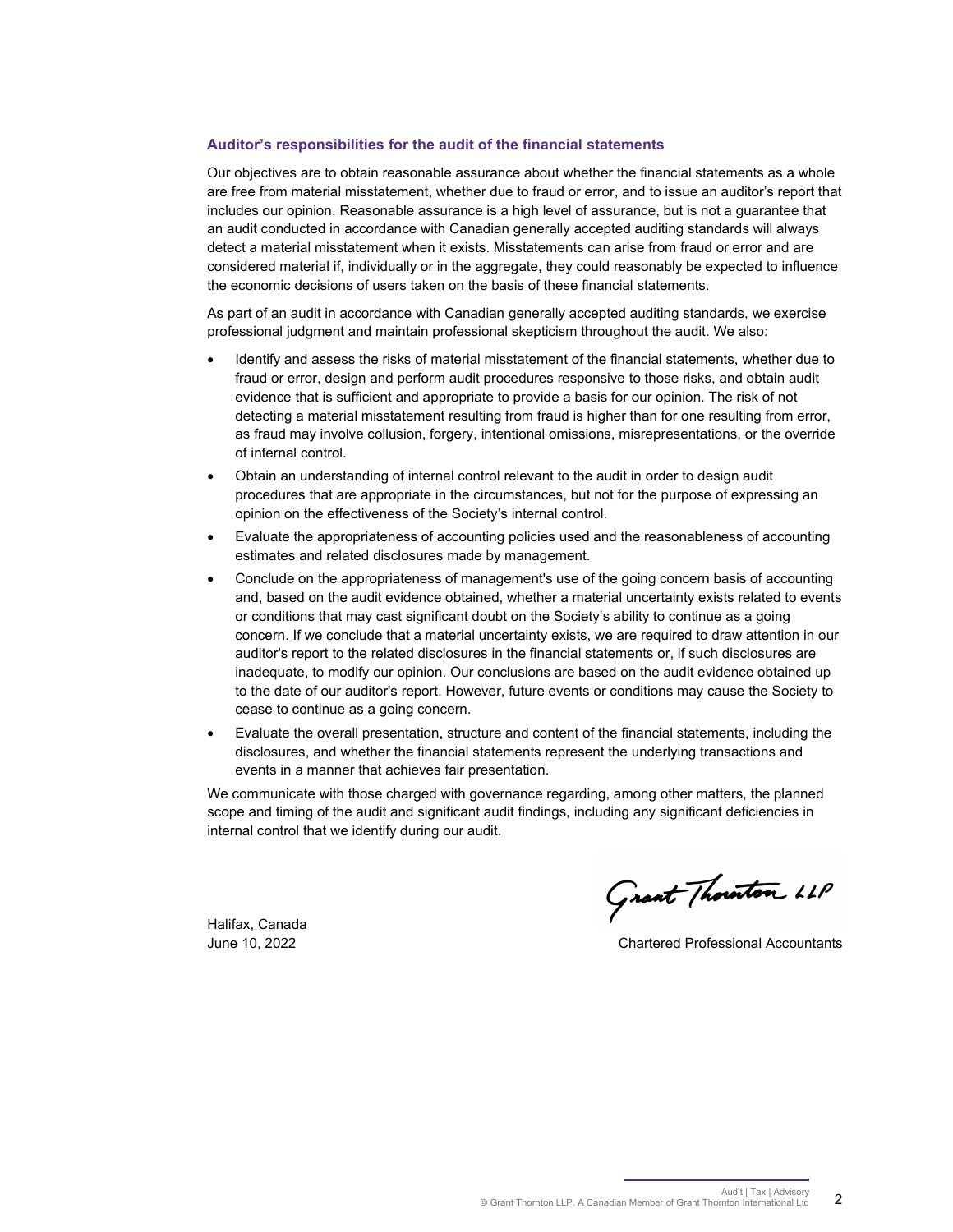### Auditor's responsibilities for the audit of the financial statements

Our objectives are to obtain reasonable assurance about whether the financial statements as a whole are free from material misstatement, whether due to fraud or error, and to issue an auditor's report that includes our opinion. Reasonable assurance is a high level of assurance, but is not a guarantee that an audit conducted in accordance with Canadian generally accepted auditing standards will always detect a material misstatement when it exists. Misstatements can arise from fraud or error and are considered material if, individually or in the aggregate, they could reasonably be expected to influence the economic decisions of users taken on the basis of these financial statements.

As part of an audit in accordance with Canadian generally accepted auditing standards, we exercise professional judgment and maintain professional skepticism throughout the audit. We also:

- Identify and assess the risks of material misstatement of the financial statements, whether due to fraud or error, design and perform audit procedures responsive to those risks, and obtain audit evidence that is sufficient and appropriate to provide a basis for our opinion. The risk of not detecting a material misstatement resulting from fraud is higher than for one resulting from error, as fraud may involve collusion, forgery, intentional omissions, misrepresentations, or the override of internal control.
- Obtain an understanding of internal control relevant to the audit in order to design audit procedures that are appropriate in the circumstances, but not for the purpose of expressing an opinion on the effectiveness of the Society's internal control.
- Evaluate the appropriateness of accounting policies used and the reasonableness of accounting estimates and related disclosures made by management.
- Conclude on the appropriateness of management's use of the going concern basis of accounting and, based on the audit evidence obtained, whether a material uncertainty exists related to events or conditions that may cast significant doubt on the Society's ability to continue as a going concern. If we conclude that a material uncertainty exists, we are required to draw attention in our auditor's report to the related disclosures in the financial statements or, if such disclosures are inadequate, to modify our opinion. Our conclusions are based on the audit evidence obtained up to the date of our auditor's report. However, future events or conditions may cause the Society to cease to continue as a going concern.
- Evaluate the overall presentation, structure and content of the financial statements, including the disclosures, and whether the financial statements represent the underlying transactions and events in a manner that achieves fair presentation.

We communicate with those charged with governance regarding, among other matters, the planned scope and timing of the audit and significant audit findings, including any significant deficiencies in internal control that we identify during our audit.

Grant Thornton LLP

Halifax, Canada
June 10, 2022

Chartered Professional Accountants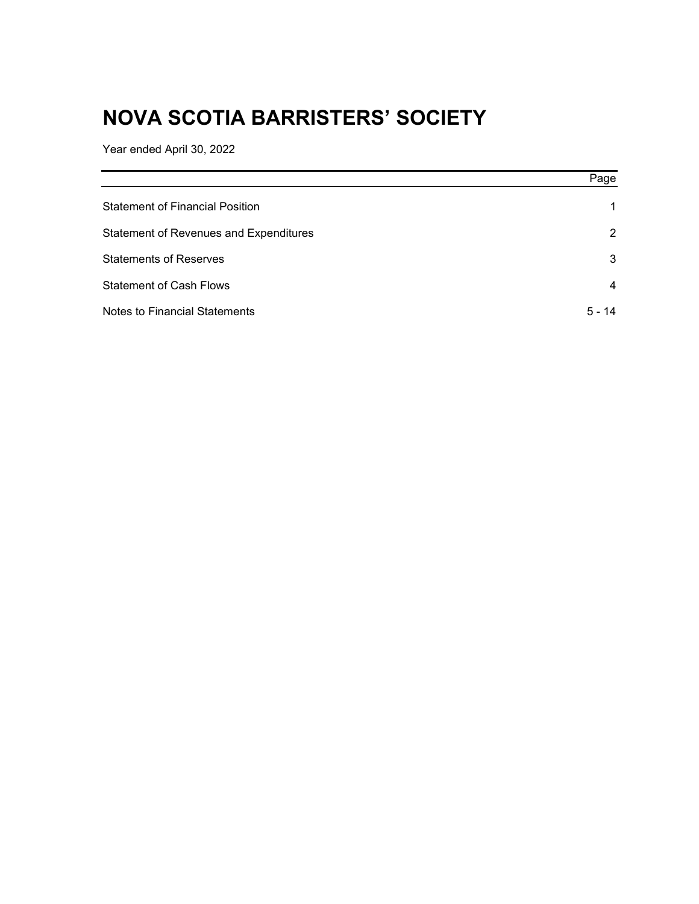# NOVA SCOTIA BARRISTERS' SOCIETY

Year ended April 30, 2022

| | Page |
|---|---|
| Statement of Financial Position | 1 |
| Statement of Revenues and Expenditures | 2 |
| Statements of Reserves | 3 |
| Statement of Cash Flows | 4 |
| Notes to Financial Statements | 5 - 14 |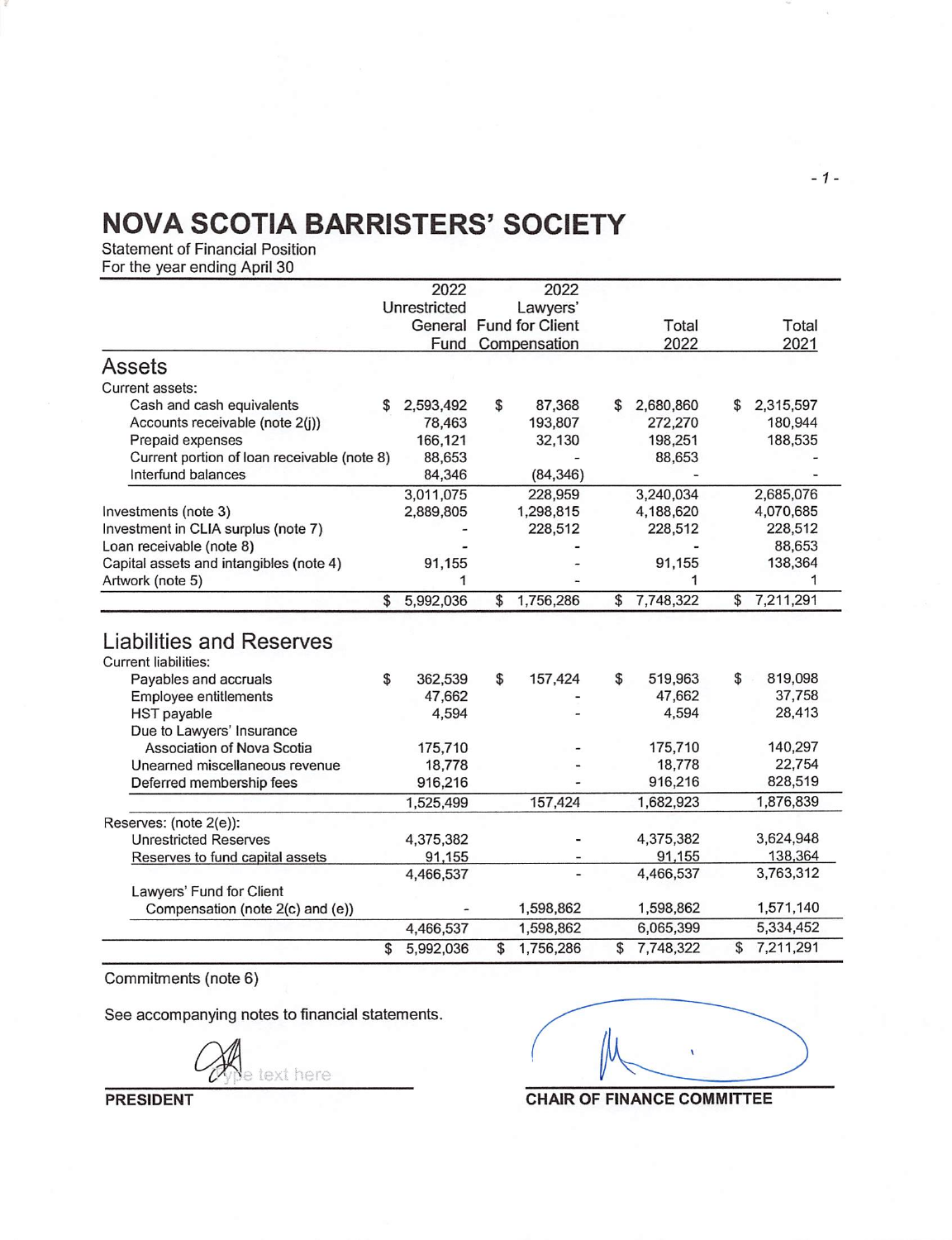# NOVA SCOTIA BARRISTERS' SOCIETY

Statement of Financial Position
For the year ending April 30

| | 2022 Unrestricted General Fund | 2022 Lawyers' Fund for Client Compensation | Total 2022 | Total 2021 |
|---|---|---|---|---|
| **Assets** | | | | |
| Current assets: | | | | |
| Cash and cash equivalents | $ 2,593,492 | $ 87,368 | $ 2,680,860 | $ 2,315,597 |
| Accounts receivable (note 2(j)) | 78,463 | 193,807 | 272,270 | 180,944 |
| Prepaid expenses | 166,121 | 32,130 | 198,251 | 188,535 |
| Current portion of loan receivable (note 8) | 88,653 | - | 88,653 | - |
| Interfund balances | 84,346 | (84,346) | - | - |
| | 3,011,075 | 228,959 | 3,240,034 | 2,685,076 |
| Investments (note 3) | 2,889,805 | 1,298,815 | 4,188,620 | 4,070,685 |
| Investment in CLIA surplus (note 7) | - | 228,512 | 228,512 | 228,512 |
| Loan receivable (note 8) | - | - | - | 88,653 |
| Capital assets and intangibles (note 4) | 91,155 | - | 91,155 | 138,364 |
| Artwork (note 5) | 1 | - | 1 | 1 |
| | $ 5,992,036 | $ 1,756,286 | $ 7,748,322 | $ 7,211,291 |
| **Liabilities and Reserves** | | | | |
| Current liabilities: | | | | |
| Payables and accruals | $ 362,539 | $ 157,424 | $ 519,963 | $ 819,098 |
| Employee entitlements | 47,662 | - | 47,662 | 37,758 |
| HST payable | 4,594 | - | 4,594 | 28,413 |
| Due to Lawyers' Insurance Association of Nova Scotia | 175,710 | - | 175,710 | 140,297 |
| Unearned miscellaneous revenue | 18,778 | - | 18,778 | 22,754 |
| Deferred membership fees | 916,216 | - | 916,216 | 828,519 |
| | 1,525,499 | 157,424 | 1,682,923 | 1,876,839 |
| Reserves: (note 2(e)): | | | | |
| Unrestricted Reserves | 4,375,382 | - | 4,375,382 | 3,624,948 |
| Reserves to fund capital assets | 91,155 | - | 91,155 | 138,364 |
| | 4,466,537 | - | 4,466,537 | 3,763,312 |
| Lawyers' Fund for Client Compensation (note 2(c) and (e)) | - | 1,598,862 | 1,598,862 | 1,571,140 |
| | 4,466,537 | 1,598,862 | 6,065,399 | 5,334,452 |
| | $ 5,992,036 | $ 1,756,286 | $ 7,748,322 | $ 7,211,291 |

Commitments (note 6)

See accompanying notes to financial statements.

**PRESIDENT**

**CHAIR OF FINANCE COMMITTEE**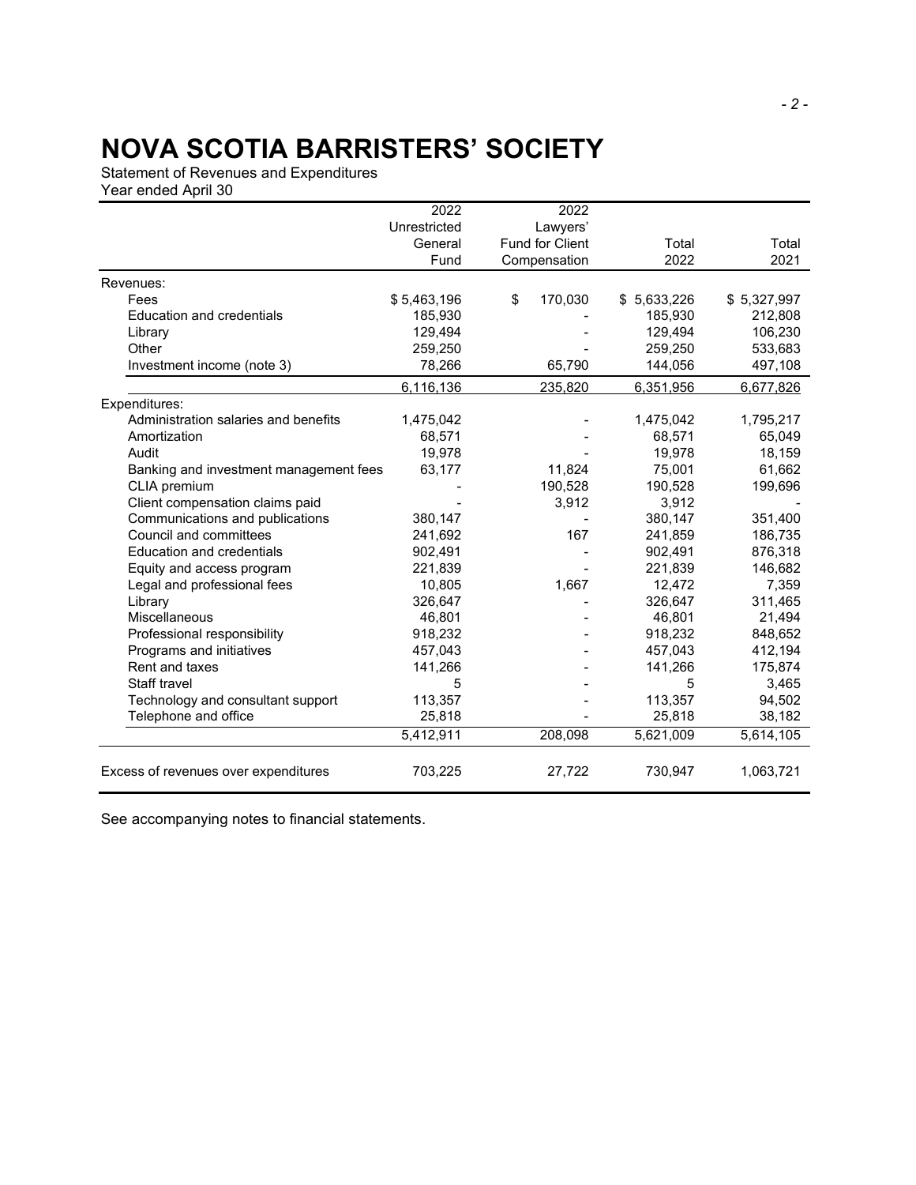# NOVA SCOTIA BARRISTERS' SOCIETY

Statement of Revenues and Expenditures
Year ended April 30

| | 2022 Unrestricted General Fund | 2022 Lawyers' Fund for Client Compensation | Total 2022 | Total 2021 |
|---|---|---|---|---|
| Revenues: | | | | |
| Fees | $ 5,463,196 | $ 170,030 | $ 5,633,226 | $ 5,327,997 |
| Education and credentials | 185,930 | - | 185,930 | 212,808 |
| Library | 129,494 | - | 129,494 | 106,230 |
| Other | 259,250 | - | 259,250 | 533,683 |
| Investment income (note 3) | 78,266 | 65,790 | 144,056 | 497,108 |
| | 6,116,136 | 235,820 | 6,351,956 | 6,677,826 |
| Expenditures: | | | | |
| Administration salaries and benefits | 1,475,042 | - | 1,475,042 | 1,795,217 |
| Amortization | 68,571 | - | 68,571 | 65,049 |
| Audit | 19,978 | - | 19,978 | 18,159 |
| Banking and investment management fees | 63,177 | 11,824 | 75,001 | 61,662 |
| CLIA premium | - | 190,528 | 190,528 | 199,696 |
| Client compensation claims paid | - | 3,912 | 3,912 | - |
| Communications and publications | 380,147 | - | 380,147 | 351,400 |
| Council and committees | 241,692 | 167 | 241,859 | 186,735 |
| Education and credentials | 902,491 | - | 902,491 | 876,318 |
| Equity and access program | 221,839 | - | 221,839 | 146,682 |
| Legal and professional fees | 10,805 | 1,667 | 12,472 | 7,359 |
| Library | 326,647 | - | 326,647 | 311,465 |
| Miscellaneous | 46,801 | - | 46,801 | 21,494 |
| Professional responsibility | 918,232 | - | 918,232 | 848,652 |
| Programs and initiatives | 457,043 | - | 457,043 | 412,194 |
| Rent and taxes | 141,266 | - | 141,266 | 175,874 |
| Staff travel | 5 | - | 5 | 3,465 |
| Technology and consultant support | 113,357 | - | 113,357 | 94,502 |
| Telephone and office | 25,818 | - | 25,818 | 38,182 |
| | 5,412,911 | 208,098 | 5,621,009 | 5,614,105 |
| Excess of revenues over expenditures | 703,225 | 27,722 | 730,947 | 1,063,721 |

See accompanying notes to financial statements.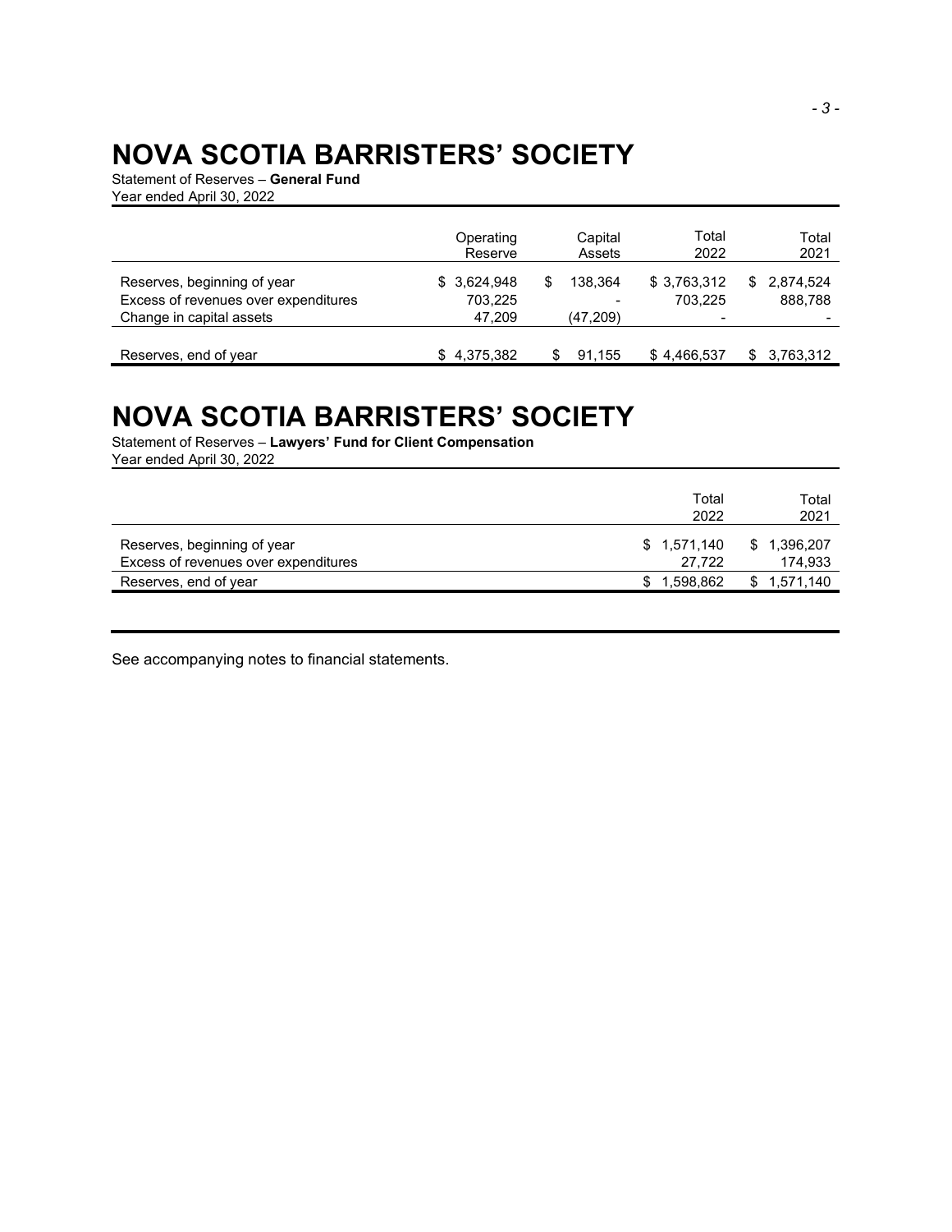# NOVA SCOTIA BARRISTERS' SOCIETY

Statement of Reserves – **General Fund**
Year ended April 30, 2022

| | Operating Reserve | Capital Assets | Total 2022 | Total 2021 |
|---|---|---|---|---|
| Reserves, beginning of year | $ 3,624,948 | $ 138,364 | $ 3,763,312 | $ 2,874,524 |
| Excess of revenues over expenditures | 703,225 | - | 703,225 | 888,788 |
| Change in capital assets | 47,209 | (47,209) | - | - |
| Reserves, end of year | $ 4,375,382 | $ 91,155 | $ 4,466,537 | $ 3,763,312 |

# NOVA SCOTIA BARRISTERS' SOCIETY

Statement of Reserves – **Lawyers' Fund for Client Compensation**
Year ended April 30, 2022

| | Total 2022 | Total 2021 |
|---|---|---|
| Reserves, beginning of year | $ 1,571,140 | $ 1,396,207 |
| Excess of revenues over expenditures | 27,722 | 174,933 |
| Reserves, end of year | $ 1,598,862 | $ 1,571,140 |

See accompanying notes to financial statements.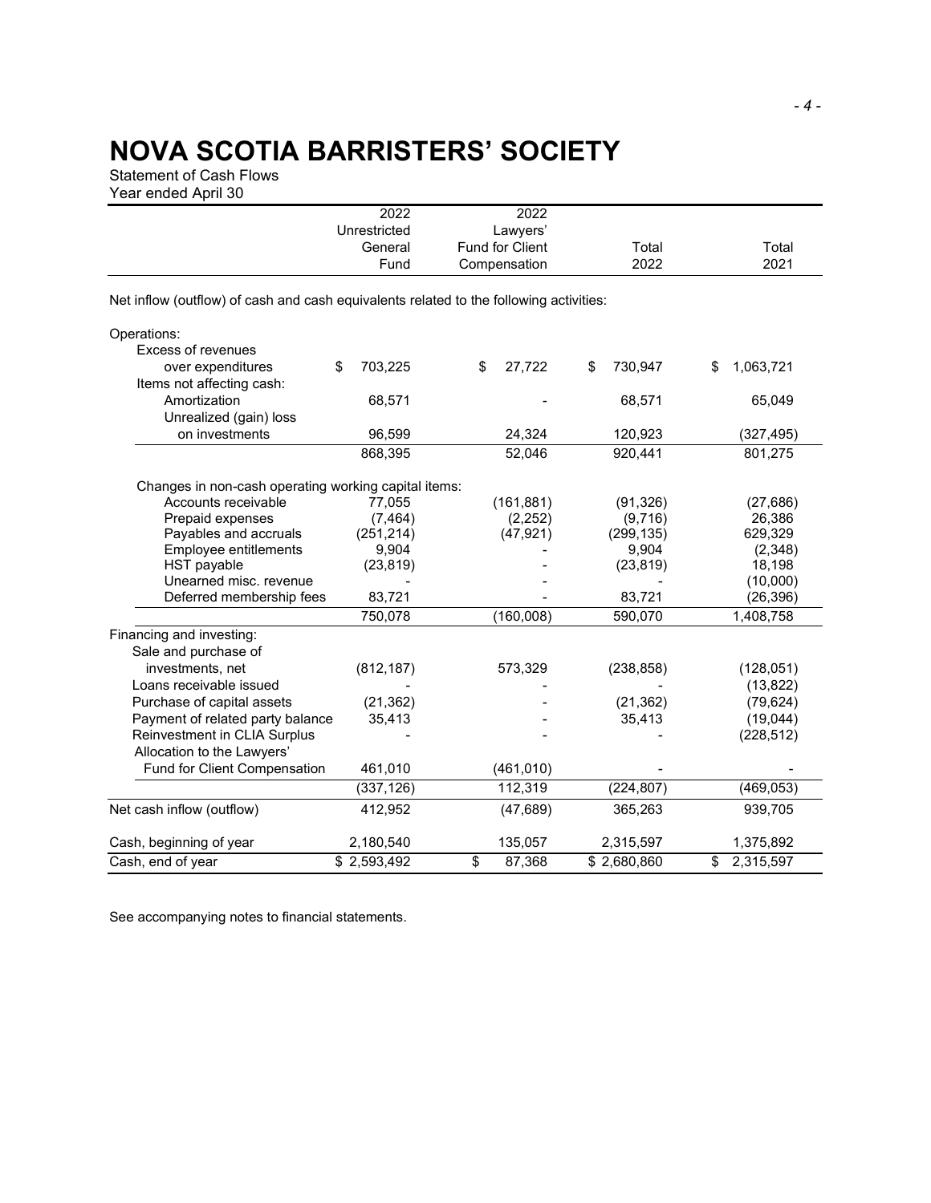# NOVA SCOTIA BARRISTERS' SOCIETY

Statement of Cash Flows
Year ended April 30

| | 2022 Unrestricted General Fund | 2022 Lawyers' Fund for Client Compensation | Total 2022 | Total 2021 |
|---|---|---|---|---|
| Net inflow (outflow) of cash and cash equivalents related to the following activities: | | | | |
| Operations: | | | | |
| Excess of revenues over expenditures | $ 703,225 | $ 27,722 | $ 730,947 | $ 1,063,721 |
| Items not affecting cash: | | | | |
| Amortization | 68,571 | - | 68,571 | 65,049 |
| Unrealized (gain) loss on investments | 96,599 | 24,324 | 120,923 | (327,495) |
| | 868,395 | 52,046 | 920,441 | 801,275 |
| Changes in non-cash operating working capital items: | | | | |
| Accounts receivable | 77,055 | (161,881) | (91,326) | (27,686) |
| Prepaid expenses | (7,464) | (2,252) | (9,716) | 26,386 |
| Payables and accruals | (251,214) | (47,921) | (299,135) | 629,329 |
| Employee entitlements | 9,904 | - | 9,904 | (2,348) |
| HST payable | (23,819) | - | (23,819) | 18,198 |
| Unearned misc. revenue | - | - | - | (10,000) |
| Deferred membership fees | 83,721 | - | 83,721 | (26,396) |
| | 750,078 | (160,008) | 590,070 | 1,408,758 |
| Financing and investing: | | | | |
| Sale and purchase of investments, net | (812,187) | 573,329 | (238,858) | (128,051) |
| Loans receivable issued | - | - | - | (13,822) |
| Purchase of capital assets | (21,362) | - | (21,362) | (79,624) |
| Payment of related party balance | 35,413 | - | 35,413 | (19,044) |
| Reinvestment in CLIA Surplus | - | - | - | (228,512) |
| Allocation to the Lawyers' Fund for Client Compensation | 461,010 | (461,010) | - | - |
| | (337,126) | 112,319 | (224,807) | (469,053) |
| Net cash inflow (outflow) | 412,952 | (47,689) | 365,263 | 939,705 |
| Cash, beginning of year | 2,180,540 | 135,057 | 2,315,597 | 1,375,892 |
| Cash, end of year | $ 2,593,492 | $ 87,368 | $ 2,680,860 | $ 2,315,597 |

See accompanying notes to financial statements.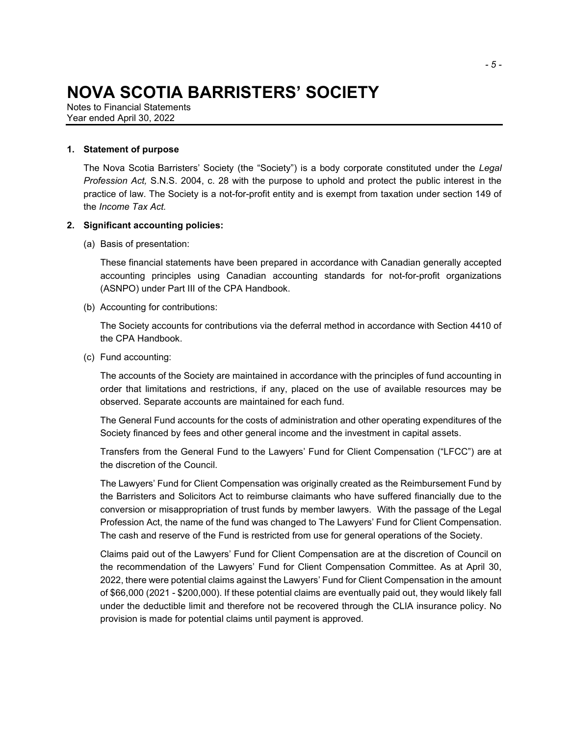# NOVA SCOTIA BARRISTERS' SOCIETY

Notes to Financial Statements
Year ended April 30, 2022

**1. Statement of purpose**

The Nova Scotia Barristers' Society (the "Society") is a body corporate constituted under the *Legal Profession Act,* S.N.S. 2004, c. 28 with the purpose to uphold and protect the public interest in the practice of law. The Society is a not-for-profit entity and is exempt from taxation under section 149 of the *Income Tax Act.*

**2. Significant accounting policies:**

(a) Basis of presentation:

These financial statements have been prepared in accordance with Canadian generally accepted accounting principles using Canadian accounting standards for not-for-profit organizations (ASNPO) under Part III of the CPA Handbook.

(b) Accounting for contributions:

The Society accounts for contributions via the deferral method in accordance with Section 4410 of the CPA Handbook.

(c) Fund accounting:

The accounts of the Society are maintained in accordance with the principles of fund accounting in order that limitations and restrictions, if any, placed on the use of available resources may be observed. Separate accounts are maintained for each fund.

The General Fund accounts for the costs of administration and other operating expenditures of the Society financed by fees and other general income and the investment in capital assets.

Transfers from the General Fund to the Lawyers' Fund for Client Compensation ("LFCC") are at the discretion of the Council.

The Lawyers' Fund for Client Compensation was originally created as the Reimbursement Fund by the Barristers and Solicitors Act to reimburse claimants who have suffered financially due to the conversion or misappropriation of trust funds by member lawyers. With the passage of the Legal Profession Act, the name of the fund was changed to The Lawyers' Fund for Client Compensation. The cash and reserve of the Fund is restricted from use for general operations of the Society.

Claims paid out of the Lawyers' Fund for Client Compensation are at the discretion of Council on the recommendation of the Lawyers' Fund for Client Compensation Committee. As at April 30, 2022, there were potential claims against the Lawyers' Fund for Client Compensation in the amount of $66,000 (2021 - $200,000). If these potential claims are eventually paid out, they would likely fall under the deductible limit and therefore not be recovered through the CLIA insurance policy. No provision is made for potential claims until payment is approved.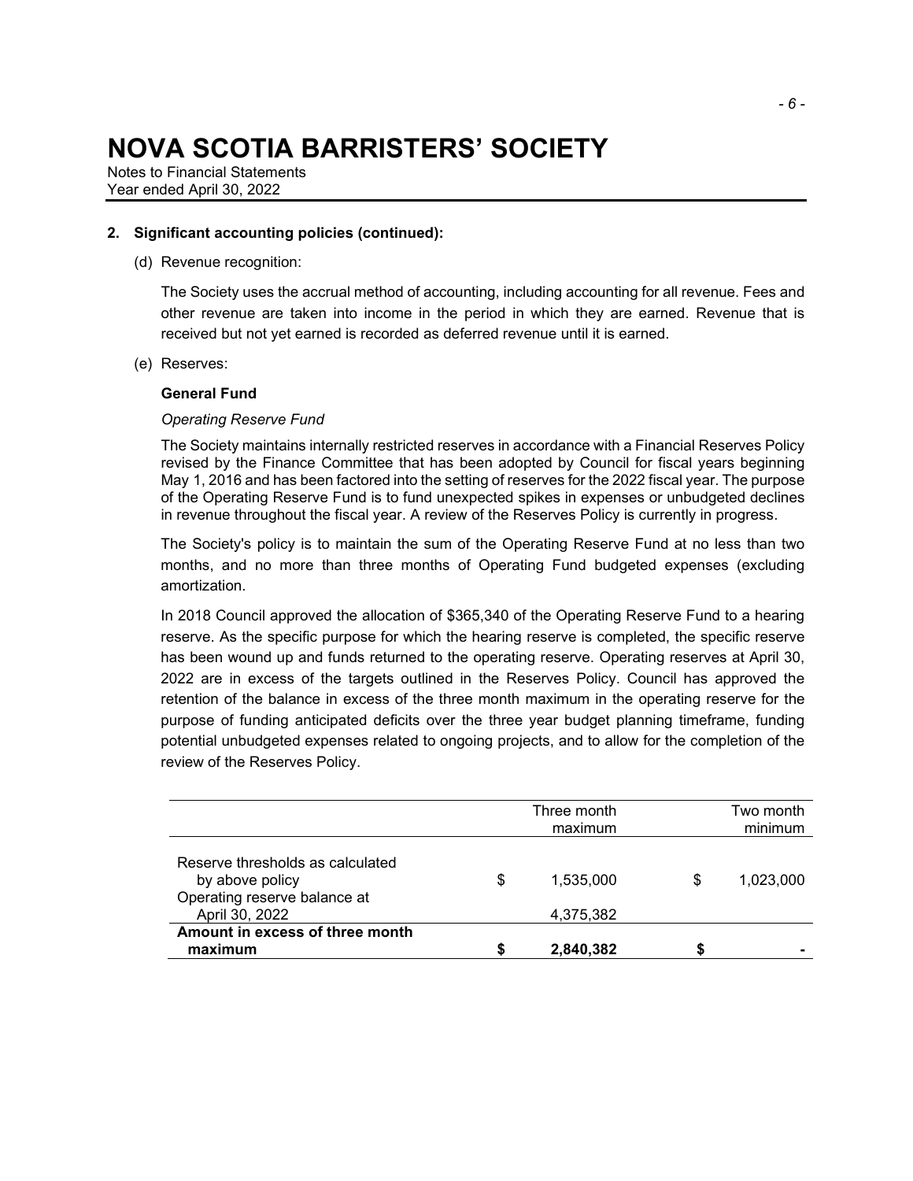# NOVA SCOTIA BARRISTERS' SOCIETY

Notes to Financial Statements
Year ended April 30, 2022

**2. Significant accounting policies (continued):**

(d) Revenue recognition:

The Society uses the accrual method of accounting, including accounting for all revenue. Fees and other revenue are taken into income in the period in which they are earned. Revenue that is received but not yet earned is recorded as deferred revenue until it is earned.

(e) Reserves:

**General Fund**

*Operating Reserve Fund*

The Society maintains internally restricted reserves in accordance with a Financial Reserves Policy revised by the Finance Committee that has been adopted by Council for fiscal years beginning May 1, 2016 and has been factored into the setting of reserves for the 2022 fiscal year. The purpose of the Operating Reserve Fund is to fund unexpected spikes in expenses or unbudgeted declines in revenue throughout the fiscal year. A review of the Reserves Policy is currently in progress.

The Society's policy is to maintain the sum of the Operating Reserve Fund at no less than two months, and no more than three months of Operating Fund budgeted expenses (excluding amortization.

In 2018 Council approved the allocation of $365,340 of the Operating Reserve Fund to a hearing reserve. As the specific purpose for which the hearing reserve is completed, the specific reserve has been wound up and funds returned to the operating reserve. Operating reserves at April 30, 2022 are in excess of the targets outlined in the Reserves Policy. Council has approved the retention of the balance in excess of the three month maximum in the operating reserve for the purpose of funding anticipated deficits over the three year budget planning timeframe, funding potential unbudgeted expenses related to ongoing projects, and to allow for the completion of the review of the Reserves Policy.

| | Three month maximum | Two month minimum |
|---|---|---|
| Reserve thresholds as calculated by above policy | $ 1,535,000 | $ 1,023,000 |
| Operating reserve balance at April 30, 2022 | 4,375,382 | |
| **Amount in excess of three month maximum** | **$ 2,840,382** | **$ -** |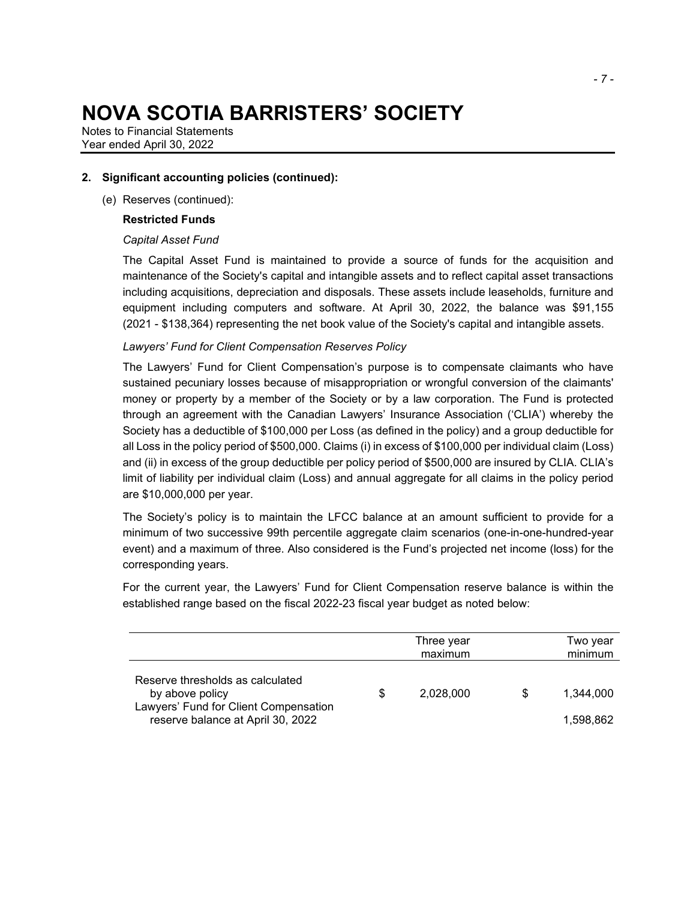# NOVA SCOTIA BARRISTERS' SOCIETY

Notes to Financial Statements

Year ended April 30, 2022

## 2. Significant accounting policies (continued):

(e) Reserves (continued):

**Restricted Funds**

*Capital Asset Fund*

The Capital Asset Fund is maintained to provide a source of funds for the acquisition and maintenance of the Society's capital and intangible assets and to reflect capital asset transactions including acquisitions, depreciation and disposals. These assets include leaseholds, furniture and equipment including computers and software. At April 30, 2022, the balance was $91,155 (2021 - $138,364) representing the net book value of the Society's capital and intangible assets.

*Lawyers' Fund for Client Compensation Reserves Policy*

The Lawyers' Fund for Client Compensation's purpose is to compensate claimants who have sustained pecuniary losses because of misappropriation or wrongful conversion of the claimants' money or property by a member of the Society or by a law corporation. The Fund is protected through an agreement with the Canadian Lawyers' Insurance Association ('CLIA') whereby the Society has a deductible of $100,000 per Loss (as defined in the policy) and a group deductible for all Loss in the policy period of $500,000. Claims (i) in excess of $100,000 per individual claim (Loss) and (ii) in excess of the group deductible per policy period of $500,000 are insured by CLIA. CLIA's limit of liability per individual claim (Loss) and annual aggregate for all claims in the policy period are $10,000,000 per year.

The Society's policy is to maintain the LFCC balance at an amount sufficient to provide for a minimum of two successive 99th percentile aggregate claim scenarios (one-in-one-hundred-year event) and a maximum of three. Also considered is the Fund's projected net income (loss) for the corresponding years.

For the current year, the Lawyers' Fund for Client Compensation reserve balance is within the established range based on the fiscal 2022-23 fiscal year budget as noted below:

| | Three year maximum | Two year minimum |
|---|---|---|
| Reserve thresholds as calculated by above policy | $ 2,028,000 | $ 1,344,000 |
| Lawyers' Fund for Client Compensation reserve balance at April 30, 2022 | | 1,598,862 |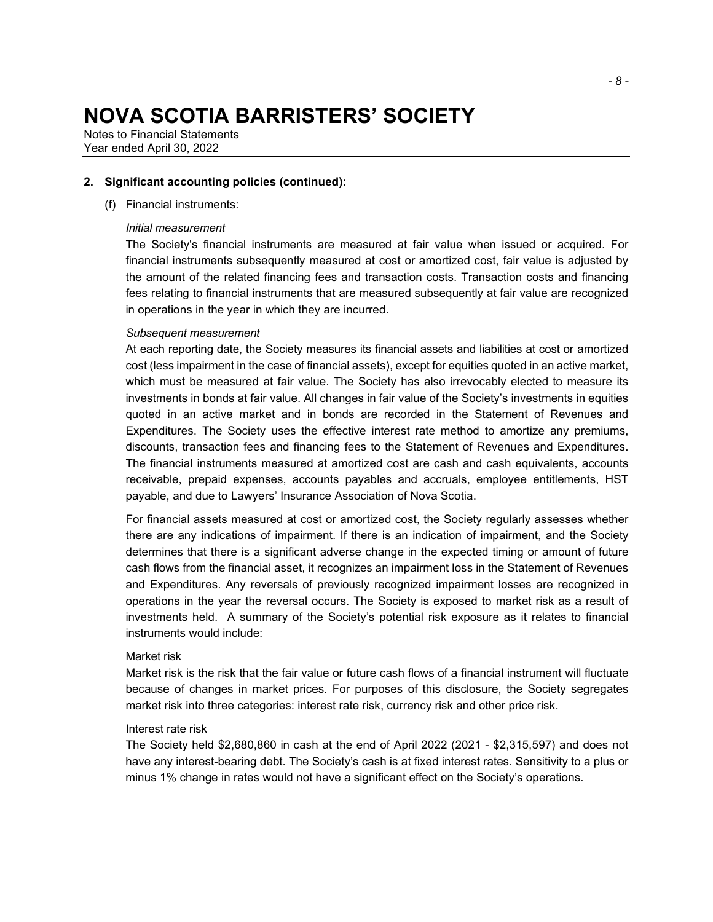# NOVA SCOTIA BARRISTERS' SOCIETY

Notes to Financial Statements
Year ended April 30, 2022

## 2. Significant accounting policies (continued):

(f) Financial instruments:

*Initial measurement*

The Society's financial instruments are measured at fair value when issued or acquired. For financial instruments subsequently measured at cost or amortized cost, fair value is adjusted by the amount of the related financing fees and transaction costs. Transaction costs and financing fees relating to financial instruments that are measured subsequently at fair value are recognized in operations in the year in which they are incurred.

*Subsequent measurement*

At each reporting date, the Society measures its financial assets and liabilities at cost or amortized cost (less impairment in the case of financial assets), except for equities quoted in an active market, which must be measured at fair value. The Society has also irrevocably elected to measure its investments in bonds at fair value. All changes in fair value of the Society's investments in equities quoted in an active market and in bonds are recorded in the Statement of Revenues and Expenditures. The Society uses the effective interest rate method to amortize any premiums, discounts, transaction fees and financing fees to the Statement of Revenues and Expenditures. The financial instruments measured at amortized cost are cash and cash equivalents, accounts receivable, prepaid expenses, accounts payables and accruals, employee entitlements, HST payable, and due to Lawyers' Insurance Association of Nova Scotia.

For financial assets measured at cost or amortized cost, the Society regularly assesses whether there are any indications of impairment. If there is an indication of impairment, and the Society determines that there is a significant adverse change in the expected timing or amount of future cash flows from the financial asset, it recognizes an impairment loss in the Statement of Revenues and Expenditures. Any reversals of previously recognized impairment losses are recognized in operations in the year the reversal occurs. The Society is exposed to market risk as a result of investments held. A summary of the Society's potential risk exposure as it relates to financial instruments would include:

Market risk

Market risk is the risk that the fair value or future cash flows of a financial instrument will fluctuate because of changes in market prices. For purposes of this disclosure, the Society segregates market risk into three categories: interest rate risk, currency risk and other price risk.

Interest rate risk

The Society held $2,680,860 in cash at the end of April 2022 (2021 - $2,315,597) and does not have any interest-bearing debt. The Society's cash is at fixed interest rates. Sensitivity to a plus or minus 1% change in rates would not have a significant effect on the Society's operations.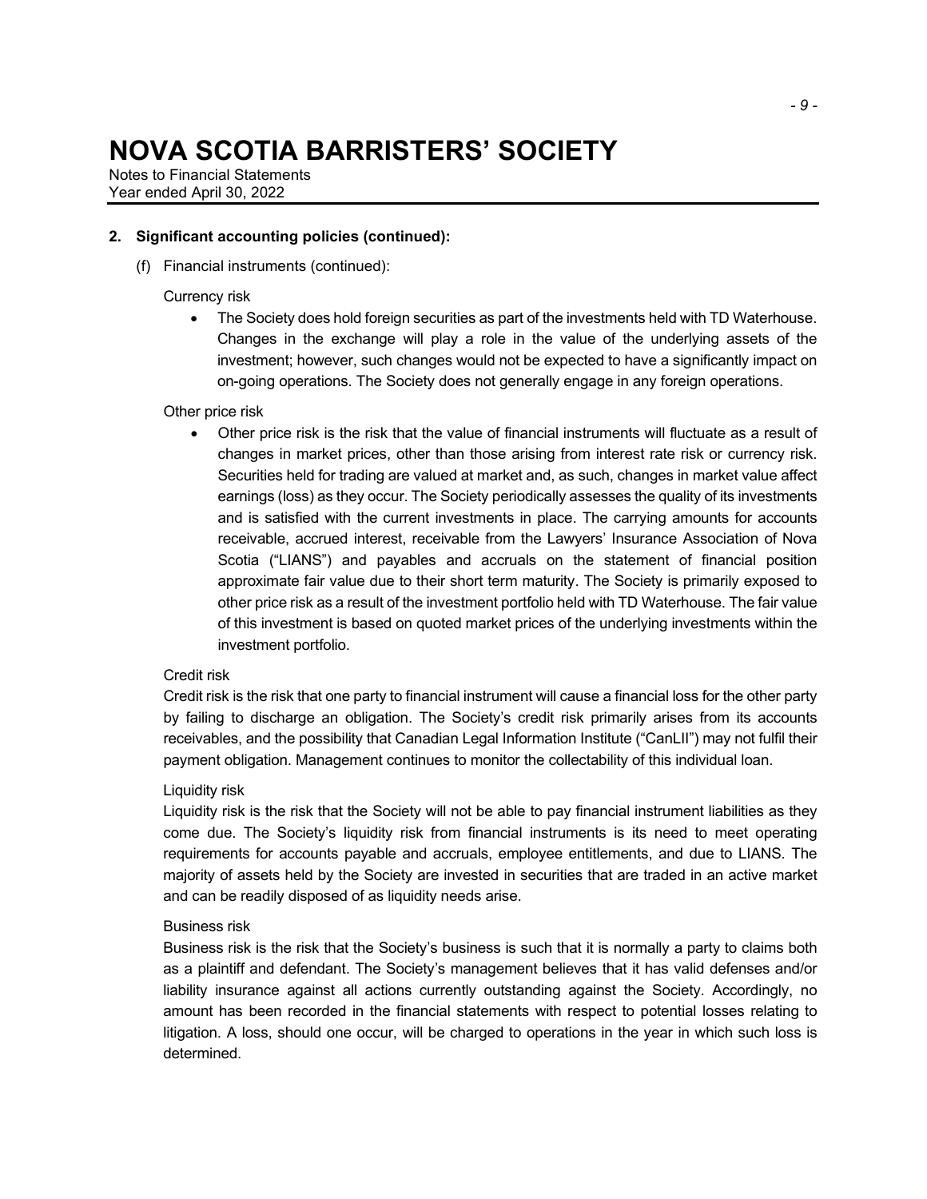# NOVA SCOTIA BARRISTERS' SOCIETY

Notes to Financial Statements
Year ended April 30, 2022

**2. Significant accounting policies (continued):**

(f) Financial instruments (continued):

Currency risk

- The Society does hold foreign securities as part of the investments held with TD Waterhouse. Changes in the exchange will play a role in the value of the underlying assets of the investment; however, such changes would not be expected to have a significantly impact on on-going operations. The Society does not generally engage in any foreign operations.

Other price risk

- Other price risk is the risk that the value of financial instruments will fluctuate as a result of changes in market prices, other than those arising from interest rate risk or currency risk. Securities held for trading are valued at market and, as such, changes in market value affect earnings (loss) as they occur. The Society periodically assesses the quality of its investments and is satisfied with the current investments in place. The carrying amounts for accounts receivable, accrued interest, receivable from the Lawyers' Insurance Association of Nova Scotia ("LIANS") and payables and accruals on the statement of financial position approximate fair value due to their short term maturity. The Society is primarily exposed to other price risk as a result of the investment portfolio held with TD Waterhouse. The fair value of this investment is based on quoted market prices of the underlying investments within the investment portfolio.

Credit risk

Credit risk is the risk that one party to financial instrument will cause a financial loss for the other party by failing to discharge an obligation. The Society's credit risk primarily arises from its accounts receivables, and the possibility that Canadian Legal Information Institute ("CanLII") may not fulfil their payment obligation. Management continues to monitor the collectability of this individual loan.

Liquidity risk

Liquidity risk is the risk that the Society will not be able to pay financial instrument liabilities as they come due. The Society's liquidity risk from financial instruments is its need to meet operating requirements for accounts payable and accruals, employee entitlements, and due to LIANS. The majority of assets held by the Society are invested in securities that are traded in an active market and can be readily disposed of as liquidity needs arise.

Business risk

Business risk is the risk that the Society's business is such that it is normally a party to claims both as a plaintiff and defendant. The Society's management believes that it has valid defenses and/or liability insurance against all actions currently outstanding against the Society. Accordingly, no amount has been recorded in the financial statements with respect to potential losses relating to litigation. A loss, should one occur, will be charged to operations in the year in which such loss is determined.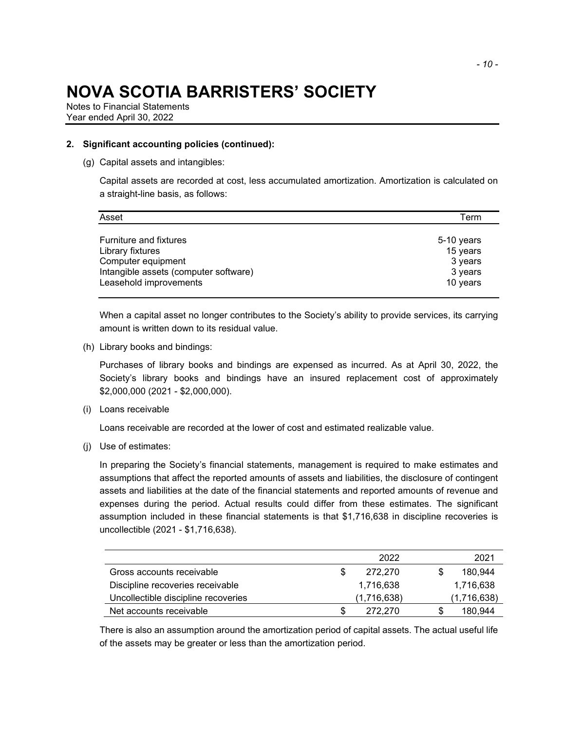# NOVA SCOTIA BARRISTERS' SOCIETY

Notes to Financial Statements
Year ended April 30, 2022

**2. Significant accounting policies (continued):**

(g) Capital assets and intangibles:

Capital assets are recorded at cost, less accumulated amortization. Amortization is calculated on a straight-line basis, as follows:

| Asset | Term |
|---|---|
| Furniture and fixtures | 5-10 years |
| Library fixtures | 15 years |
| Computer equipment | 3 years |
| Intangible assets (computer software) | 3 years |
| Leasehold improvements | 10 years |

When a capital asset no longer contributes to the Society's ability to provide services, its carrying amount is written down to its residual value.

(h) Library books and bindings:

Purchases of library books and bindings are expensed as incurred. As at April 30, 2022, the Society's library books and bindings have an insured replacement cost of approximately $2,000,000 (2021 - $2,000,000).

(i) Loans receivable

Loans receivable are recorded at the lower of cost and estimated realizable value.

(j) Use of estimates:

In preparing the Society's financial statements, management is required to make estimates and assumptions that affect the reported amounts of assets and liabilities, the disclosure of contingent assets and liabilities at the date of the financial statements and reported amounts of revenue and expenses during the period. Actual results could differ from these estimates. The significant assumption included in these financial statements is that $1,716,638 in discipline recoveries is uncollectible (2021 - $1,716,638).

| | 2022 | 2021 |
|---|---|---|
| Gross accounts receivable | $ 272,270 | $ 180,944 |
| Discipline recoveries receivable | 1,716,638 | 1,716,638 |
| Uncollectible discipline recoveries | (1,716,638) | (1,716,638) |
| Net accounts receivable | $ 272,270 | $ 180,944 |

There is also an assumption around the amortization period of capital assets. The actual useful life of the assets may be greater or less than the amortization period.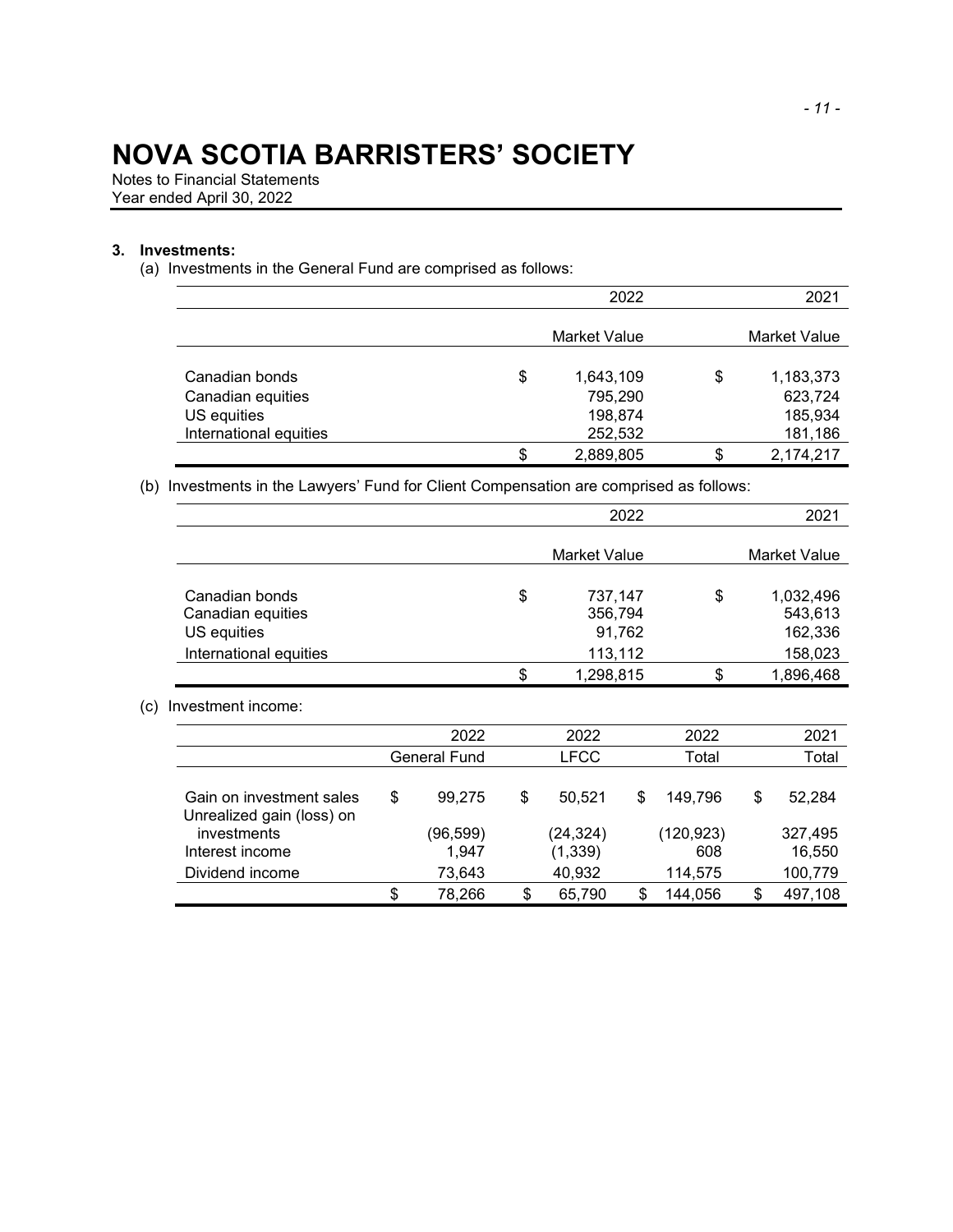# NOVA SCOTIA BARRISTERS' SOCIETY

Notes to Financial Statements
Year ended April 30, 2022

### 3. Investments:

(a) Investments in the General Fund are comprised as follows:

| | 2022 | 2021 |
|---|---|---|
| | Market Value | Market Value |
| Canadian bonds | $ 1,643,109 | $ 1,183,373 |
| Canadian equities | 795,290 | 623,724 |
| US equities | 198,874 | 185,934 |
| International equities | 252,532 | 181,186 |
| | $ 2,889,805 | $ 2,174,217 |

(b) Investments in the Lawyers' Fund for Client Compensation are comprised as follows:

| | 2022 | 2021 |
|---|---|---|
| | Market Value | Market Value |
| Canadian bonds | $ 737,147 | $ 1,032,496 |
| Canadian equities | 356,794 | 543,613 |
| US equities | 91,762 | 162,336 |
| International equities | 113,112 | 158,023 |
| | $ 1,298,815 | $ 1,896,468 |

(c) Investment income:

| | 2022 General Fund | 2022 LFCC | 2022 Total | 2021 Total |
|---|---|---|---|---|
| Gain on investment sales | $ 99,275 | $ 50,521 | $ 149,796 | $ 52,284 |
| Unrealized gain (loss) on investments | (96,599) | (24,324) | (120,923) | 327,495 |
| Interest income | 1,947 | (1,339) | 608 | 16,550 |
| Dividend income | 73,643 | 40,932 | 114,575 | 100,779 |
| | $ 78,266 | $ 65,790 | $ 144,056 | $ 497,108 |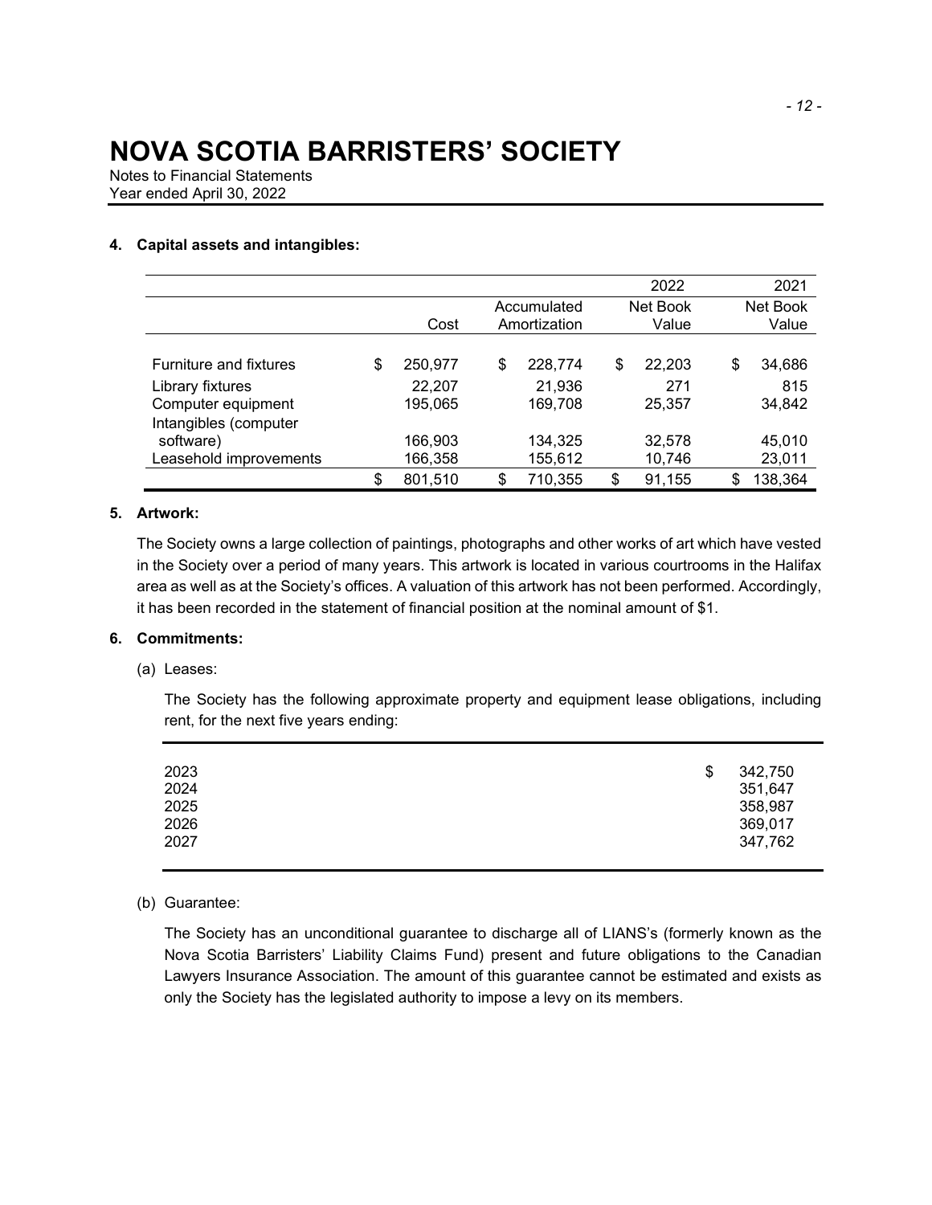# NOVA SCOTIA BARRISTERS' SOCIETY

Notes to Financial Statements
Year ended April 30, 2022

**4. Capital assets and intangibles:**

| | Cost | Accumulated Amortization | 2022 Net Book Value | 2021 Net Book Value |
|---|---|---|---|---|
| Furniture and fixtures | $ 250,977 | $ 228,774 | $ 22,203 | $ 34,686 |
| Library fixtures | 22,207 | 21,936 | 271 | 815 |
| Computer equipment | 195,065 | 169,708 | 25,357 | 34,842 |
| Intangibles (computer software) | 166,903 | 134,325 | 32,578 | 45,010 |
| Leasehold improvements | 166,358 | 155,612 | 10,746 | 23,011 |
| | $ 801,510 | $ 710,355 | $ 91,155 | $ 138,364 |

**5. Artwork:**

The Society owns a large collection of paintings, photographs and other works of art which have vested in the Society over a period of many years. This artwork is located in various courtrooms in the Halifax area as well as at the Society's offices. A valuation of this artwork has not been performed. Accordingly, it has been recorded in the statement of financial position at the nominal amount of $1.

**6. Commitments:**

(a) Leases:

The Society has the following approximate property and equipment lease obligations, including rent, for the next five years ending:

| | |
|---|---|
| 2023 | $ 342,750 |
| 2024 | 351,647 |
| 2025 | 358,987 |
| 2026 | 369,017 |
| 2027 | 347,762 |

(b) Guarantee:

The Society has an unconditional guarantee to discharge all of LIANS's (formerly known as the Nova Scotia Barristers' Liability Claims Fund) present and future obligations to the Canadian Lawyers Insurance Association. The amount of this guarantee cannot be estimated and exists as only the Society has the legislated authority to impose a levy on its members.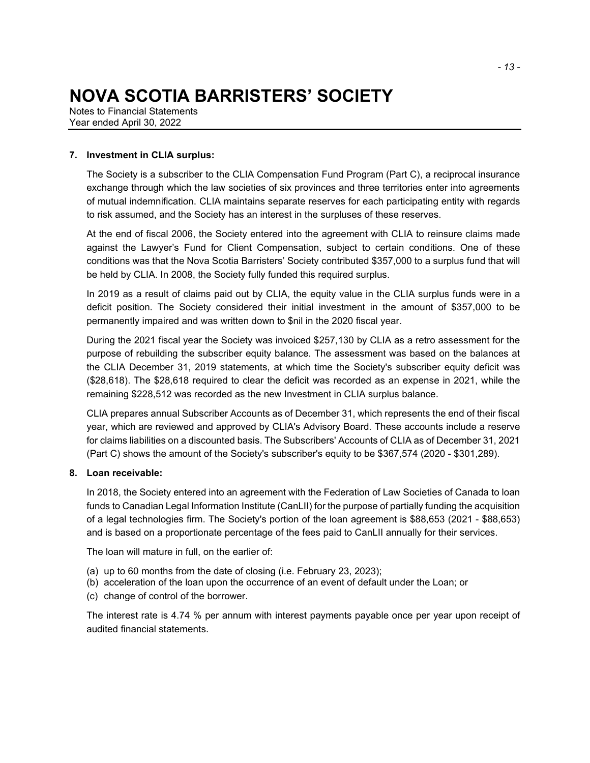# NOVA SCOTIA BARRISTERS' SOCIETY

Notes to Financial Statements
Year ended April 30, 2022

**7. Investment in CLIA surplus:**

The Society is a subscriber to the CLIA Compensation Fund Program (Part C), a reciprocal insurance exchange through which the law societies of six provinces and three territories enter into agreements of mutual indemnification. CLIA maintains separate reserves for each participating entity with regards to risk assumed, and the Society has an interest in the surpluses of these reserves.

At the end of fiscal 2006, the Society entered into the agreement with CLIA to reinsure claims made against the Lawyer's Fund for Client Compensation, subject to certain conditions. One of these conditions was that the Nova Scotia Barristers' Society contributed $357,000 to a surplus fund that will be held by CLIA. In 2008, the Society fully funded this required surplus.

In 2019 as a result of claims paid out by CLIA, the equity value in the CLIA surplus funds were in a deficit position. The Society considered their initial investment in the amount of $357,000 to be permanently impaired and was written down to $nil in the 2020 fiscal year.

During the 2021 fiscal year the Society was invoiced $257,130 by CLIA as a retro assessment for the purpose of rebuilding the subscriber equity balance. The assessment was based on the balances at the CLIA December 31, 2019 statements, at which time the Society's subscriber equity deficit was ($28,618). The $28,618 required to clear the deficit was recorded as an expense in 2021, while the remaining $228,512 was recorded as the new Investment in CLIA surplus balance.

CLIA prepares annual Subscriber Accounts as of December 31, which represents the end of their fiscal year, which are reviewed and approved by CLIA's Advisory Board. These accounts include a reserve for claims liabilities on a discounted basis. The Subscribers' Accounts of CLIA as of December 31, 2021 (Part C) shows the amount of the Society's subscriber's equity to be $367,574 (2020 - $301,289).

**8. Loan receivable:**

In 2018, the Society entered into an agreement with the Federation of Law Societies of Canada to loan funds to Canadian Legal Information Institute (CanLII) for the purpose of partially funding the acquisition of a legal technologies firm. The Society's portion of the loan agreement is $88,653 (2021 - $88,653) and is based on a proportionate percentage of the fees paid to CanLII annually for their services.

The loan will mature in full, on the earlier of:

(a) up to 60 months from the date of closing (i.e. February 23, 2023);
(b) acceleration of the loan upon the occurrence of an event of default under the Loan; or
(c) change of control of the borrower.

The interest rate is 4.74 % per annum with interest payments payable once per year upon receipt of audited financial statements.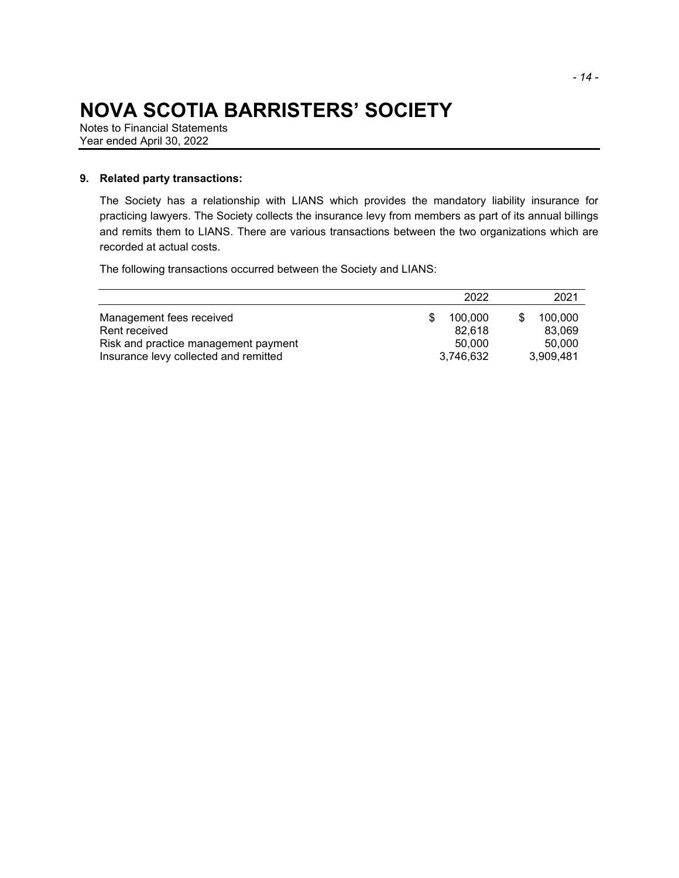# NOVA SCOTIA BARRISTERS' SOCIETY

Notes to Financial Statements
Year ended April 30, 2022

**9. Related party transactions:**

The Society has a relationship with LIANS which provides the mandatory liability insurance for practicing lawyers. The Society collects the insurance levy from members as part of its annual billings and remits them to LIANS. There are various transactions between the two organizations which are recorded at actual costs.

The following transactions occurred between the Society and LIANS:

| | 2022 | 2021 |
|---|---|---|
| Management fees received | $ 100,000 | $ 100,000 |
| Rent received | 82,618 | 83,069 |
| Risk and practice management payment | 50,000 | 50,000 |
| Insurance levy collected and remitted | 3,746,632 | 3,909,481 |